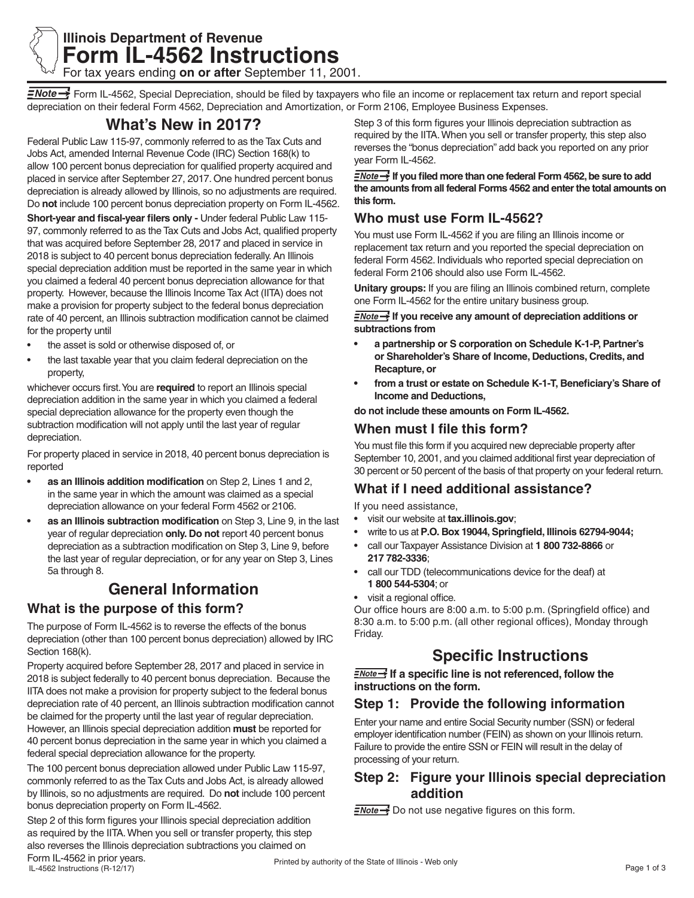# Illinois Department of Revenue
# Form IL-4562 Instructions

For tax years ending **on or after** September 11, 2001.

**Note →** Form IL-4562, Special Depreciation, should be filed by taxpayers who file an income or replacement tax return and report special depreciation on their federal Form 4562, Depreciation and Amortization, or Form 2106, Employee Business Expenses.

## What's New in 2017?

Federal Public Law 115-97, commonly referred to as the Tax Cuts and Jobs Act, amended Internal Revenue Code (IRC) Section 168(k) to allow 100 percent bonus depreciation for qualified property acquired and placed in service after September 27, 2017. One hundred percent bonus depreciation is already allowed by Illinois, so no adjustments are required. Do **not** include 100 percent bonus depreciation property on Form IL-4562.

**Short-year and fiscal-year filers only -** Under federal Public Law 115-97, commonly referred to as the Tax Cuts and Jobs Act, qualified property that was acquired before September 28, 2017 and placed in service in 2018 is subject to 40 percent bonus depreciation federally. An Illinois special depreciation addition must be reported in the same year in which you claimed a federal 40 percent bonus depreciation allowance for that property. However, because the Illinois Income Tax Act (IITA) does not make a provision for property subject to the federal bonus depreciation rate of 40 percent, an Illinois subtraction modification cannot be claimed for the property until

- the asset is sold or otherwise disposed of, or
- the last taxable year that you claim federal depreciation on the property,

whichever occurs first. You are **required** to report an Illinois special depreciation addition in the same year in which you claimed a federal special depreciation allowance for the property even though the subtraction modification will not apply until the last year of regular depreciation.

For property placed in service in 2018, 40 percent bonus depreciation is reported

- **as an Illinois addition modification** on Step 2, Lines 1 and 2, in the same year in which the amount was claimed as a special depreciation allowance on your federal Form 4562 or 2106.
- **as an Illinois subtraction modification** on Step 3, Line 9, in the last year of regular depreciation **only. Do not** report 40 percent bonus depreciation as a subtraction modification on Step 3, Line 9, before the last year of regular depreciation, or for any year on Step 3, Lines 5a through 8.

## General Information

### What is the purpose of this form?

The purpose of Form IL-4562 is to reverse the effects of the bonus depreciation (other than 100 percent bonus depreciation) allowed by IRC Section 168(k).

Property acquired before September 28, 2017 and placed in service in 2018 is subject federally to 40 percent bonus depreciation. Because the IITA does not make a provision for property subject to the federal bonus depreciation rate of 40 percent, an Illinois subtraction modification cannot be claimed for the property until the last year of regular depreciation. However, an Illinois special depreciation addition **must** be reported for 40 percent bonus depreciation in the same year in which you claimed a federal special depreciation allowance for the property.

The 100 percent bonus depreciation allowed under Public Law 115-97, commonly referred to as the Tax Cuts and Jobs Act, is already allowed by Illinois, so no adjustments are required. Do **not** include 100 percent bonus depreciation property on Form IL-4562.

Step 2 of this form figures your Illinois special depreciation addition as required by the IITA. When you sell or transfer property, this step also reverses the Illinois depreciation subtractions you claimed on Form IL-4562 in prior years.

Step 3 of this form figures your Illinois depreciation subtraction as required by the IITA. When you sell or transfer property, this step also reverses the "bonus depreciation" add back you reported on any prior year Form IL-4562.

**Note → If you filed more than one federal Form 4562, be sure to add the amounts from all federal Forms 4562 and enter the total amounts on this form.**

### Who must use Form IL-4562?

You must use Form IL-4562 if you are filing an Illinois income or replacement tax return and you reported the special depreciation on federal Form 4562. Individuals who reported special depreciation on federal Form 2106 should also use Form IL-4562.

**Unitary groups:** If you are filing an Illinois combined return, complete one Form IL-4562 for the entire unitary business group.

**Note → If you receive any amount of depreciation additions or subtractions from**

- **a partnership or S corporation on Schedule K-1-P, Partner's or Shareholder's Share of Income, Deductions, Credits, and Recapture, or**
- **from a trust or estate on Schedule K-1-T, Beneficiary's Share of Income and Deductions,**

**do not include these amounts on Form IL-4562.**

### When must I file this form?

You must file this form if you acquired new depreciable property after September 10, 2001, and you claimed additional first year depreciation of 30 percent or 50 percent of the basis of that property on your federal return.

### What if I need additional assistance?

If you need assistance,

- visit our website at **tax.illinois.gov**;
- write to us at **P.O. Box 19044, Springfield, Illinois 62794-9044;**
- call our Taxpayer Assistance Division at **1 800 732-8866** or **217 782-3336**;
- call our TDD (telecommunications device for the deaf) at **1 800 544-5304**; or
- visit a regional office.

Our office hours are 8:00 a.m. to 5:00 p.m. (Springfield office) and 8:30 a.m. to 5:00 p.m. (all other regional offices), Monday through Friday.

## Specific Instructions

**Note → If a specific line is not referenced, follow the instructions on the form.**

### Step 1: Provide the following information

Enter your name and entire Social Security number (SSN) or federal employer identification number (FEIN) as shown on your Illinois return. Failure to provide the entire SSN or FEIN will result in the delay of processing of your return.

### Step 2: Figure your Illinois special depreciation addition

**Note →** Do not use negative figures on this form.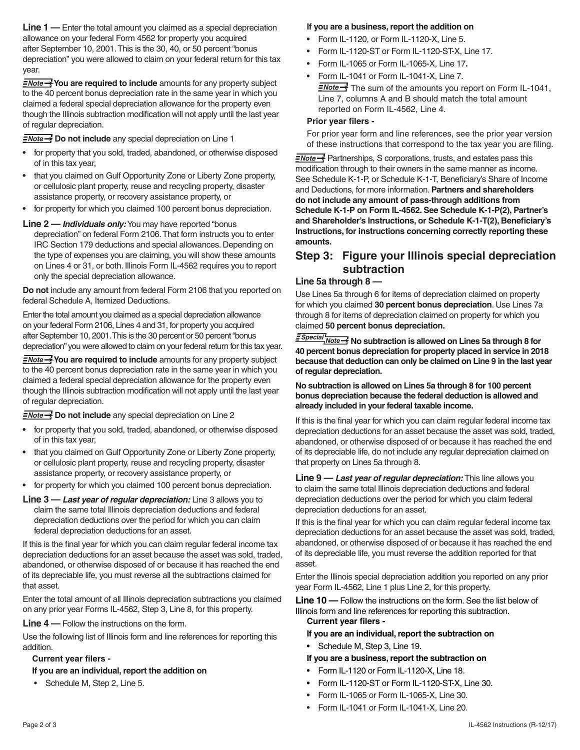**Line 1 —** Enter the total amount you claimed as a special depreciation allowance on your federal Form 4562 for property you acquired after September 10, 2001. This is the 30, 40, or 50 percent "bonus depreciation" you were allowed to claim on your federal return for this tax year.

**Note →** **You are required to include** amounts for any property subject to the 40 percent bonus depreciation rate in the same year in which you claimed a federal special depreciation allowance for the property even though the Illinois subtraction modification will not apply until the last year of regular depreciation.

**Note →** **Do not include** any special depreciation on Line 1

- for property that you sold, traded, abandoned, or otherwise disposed of in this tax year,
- that you claimed on Gulf Opportunity Zone or Liberty Zone property, or cellulosic plant property, reuse and recycling property, disaster assistance property, or recovery assistance property, or
- for property for which you claimed 100 percent bonus depreciation.

**Line 2 —** ***Individuals only:*** You may have reported "bonus depreciation" on federal Form 2106. That form instructs you to enter IRC Section 179 deductions and special allowances. Depending on the type of expenses you are claiming, you will show these amounts on Lines 4 or 31, or both. Illinois Form IL-4562 requires you to report only the special depreciation allowance.

**Do not** include any amount from federal Form 2106 that you reported on federal Schedule A, Itemized Deductions.

Enter the total amount you claimed as a special depreciation allowance on your federal Form 2106, Lines 4 and 31, for property you acquired after September 10, 2001. This is the 30 percent or 50 percent "bonus depreciation" you were allowed to claim on your federal return for this tax year.

**Note →** **You are required to include** amounts for any property subject to the 40 percent bonus depreciation rate in the same year in which you claimed a federal special depreciation allowance for the property even though the Illinois subtraction modification will not apply until the last year of regular depreciation.

**Note →** **Do not include** any special depreciation on Line 2

- for property that you sold, traded, abandoned, or otherwise disposed of in this tax year,
- that you claimed on Gulf Opportunity Zone or Liberty Zone property, or cellulosic plant property, reuse and recycling property, disaster assistance property, or recovery assistance property, or
- for property for which you claimed 100 percent bonus depreciation.

**Line 3 —** ***Last year of regular depreciation:*** Line 3 allows you to claim the same total Illinois depreciation deductions and federal depreciation deductions over the period for which you can claim federal depreciation deductions for an asset.

If this is the final year for which you can claim regular federal income tax depreciation deductions for an asset because the asset was sold, traded, abandoned, or otherwise disposed of or because it has reached the end of its depreciable life, you must reverse all the subtractions claimed for that asset.

Enter the total amount of all Illinois depreciation subtractions you claimed on any prior year Forms IL-4562, Step 3, Line 8, for this property.

**Line 4 —** Follow the instructions on the form.

Use the following list of Illinois form and line references for reporting this addition.

**Current year filers -**

**If you are an individual, report the addition on**

- Schedule M, Step 2, Line 5.

**If you are a business, report the addition on**

- Form IL-1120, or Form IL-1120-X, Line 5.
- Form IL-1120-ST or Form IL-1120-ST-X, Line 17.
- Form IL-1065 or Form IL-1065-X, Line 17**.**
- Form IL-1041 or Form IL-1041-X, Line 7.

  **Note →** The sum of the amounts you report on Form IL-1041, Line 7, columns A and B should match the total amount reported on Form IL-4562, Line 4.

**Prior year filers -**

For prior year form and line references, see the prior year version of these instructions that correspond to the tax year you are filing.

**Note →** Partnerships, S corporations, trusts, and estates pass this modification through to their owners in the same manner as income. See Schedule K-1-P, or Schedule K-1-T, Beneficiary's Share of Income and Deductions, for more information. **Partners and shareholders do not include any amount of pass-through additions from Schedule K-1-P on Form IL-4562. See Schedule K-1-P(2), Partner's and Shareholder's Instructions, or Schedule K-1-T(2), Beneficiary's Instructions, for instructions concerning correctly reporting these amounts.**

## Step 3: Figure your Illinois special depreciation subtraction

### Line 5a through 8 —

Use Lines 5a through 6 for items of depreciation claimed on property for which you claimed **30 percent bonus depreciation**. Use Lines 7a through 8 for items of depreciation claimed on property for which you claimed **50 percent bonus depreciation.**

**Special Note →** **No subtraction is allowed on Lines 5a through 8 for 40 percent bonus depreciation for property placed in service in 2018 because that deduction can only be claimed on Line 9 in the last year of regular depreciation.**

**No subtraction is allowed on Lines 5a through 8 for 100 percent bonus depreciation because the federal deduction is allowed and already included in your federal taxable income.**

If this is the final year for which you can claim regular federal income tax depreciation deductions for an asset because the asset was sold, traded, abandoned, or otherwise disposed of or because it has reached the end of its depreciable life, do not include any regular depreciation claimed on that property on Lines 5a through 8.

**Line 9 —** ***Last year of regular depreciation:*** This line allows you to claim the same total Illinois depreciation deductions and federal depreciation deductions over the period for which you claim federal depreciation deductions for an asset.

If this is the final year for which you can claim regular federal income tax depreciation deductions for an asset because the asset was sold, traded, abandoned, or otherwise disposed of or because it has reached the end of its depreciable life, you must reverse the addition reported for that asset.

Enter the Illinois special depreciation addition you reported on any prior year Form IL-4562, Line 1 plus Line 2, for this property.

**Line 10 —** Follow the instructions on the form. See the list below of Illinois form and line references for reporting this subtraction.

**Current year filers -**

**If you are an individual, report the subtraction on**

- Schedule M, Step 3, Line 19.

**If you are a business, report the subtraction on**

- Form IL-1120 or Form IL-1120-X, Line 18.
- Form IL-1120-ST or Form IL-1120-ST-X, Line 30.
- Form IL-1065 or Form IL-1065-X, Line 30.
- Form IL-1041 or Form IL-1041-X, Line 20.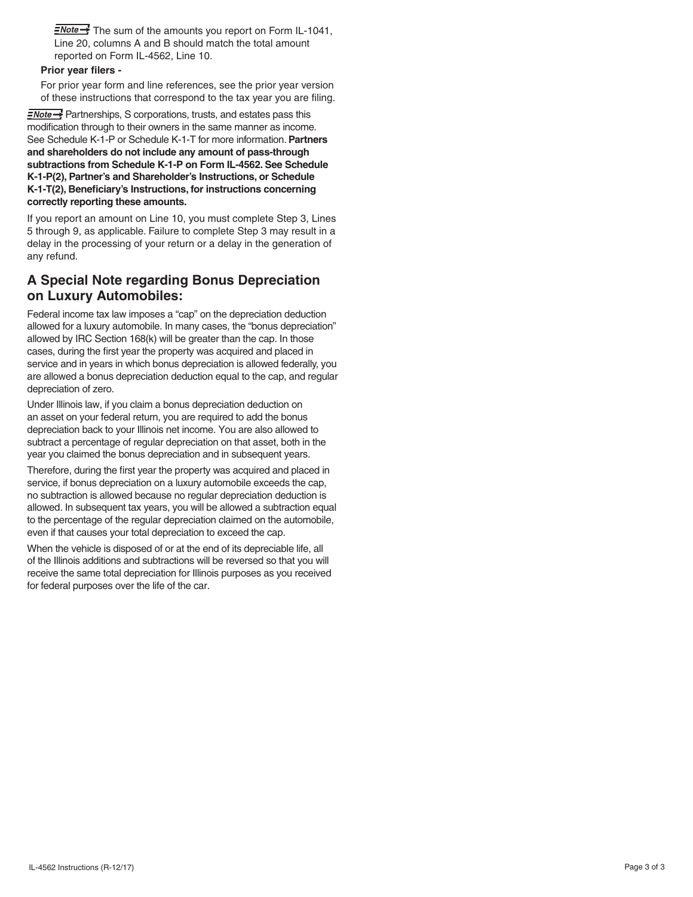**Note** The sum of the amounts you report on Form IL-1041, Line 20, columns A and B should match the total amount reported on Form IL-4562, Line 10.

**Prior year filers -**

For prior year form and line references, see the prior year version of these instructions that correspond to the tax year you are filing.

**Note** Partnerships, S corporations, trusts, and estates pass this modification through to their owners in the same manner as income. See Schedule K-1-P or Schedule K-1-T for more information. **Partners and shareholders do not include any amount of pass-through subtractions from Schedule K-1-P on Form IL-4562. See Schedule K-1-P(2), Partner's and Shareholder's Instructions, or Schedule K-1-T(2), Beneficiary's Instructions, for instructions concerning correctly reporting these amounts.**

If you report an amount on Line 10, you must complete Step 3, Lines 5 through 9, as applicable. Failure to complete Step 3 may result in a delay in the processing of your return or a delay in the generation of any refund.

## A Special Note regarding Bonus Depreciation on Luxury Automobiles:

Federal income tax law imposes a "cap" on the depreciation deduction allowed for a luxury automobile. In many cases, the "bonus depreciation" allowed by IRC Section 168(k) will be greater than the cap. In those cases, during the first year the property was acquired and placed in service and in years in which bonus depreciation is allowed federally, you are allowed a bonus depreciation deduction equal to the cap, and regular depreciation of zero.

Under Illinois law, if you claim a bonus depreciation deduction on an asset on your federal return, you are required to add the bonus depreciation back to your Illinois net income. You are also allowed to subtract a percentage of regular depreciation on that asset, both in the year you claimed the bonus depreciation and in subsequent years.

Therefore, during the first year the property was acquired and placed in service, if bonus depreciation on a luxury automobile exceeds the cap, no subtraction is allowed because no regular depreciation deduction is allowed. In subsequent tax years, you will be allowed a subtraction equal to the percentage of the regular depreciation claimed on the automobile, even if that causes your total depreciation to exceed the cap.

When the vehicle is disposed of or at the end of its depreciable life, all of the Illinois additions and subtractions will be reversed so that you will receive the same total depreciation for Illinois purposes as you received for federal purposes over the life of the car.